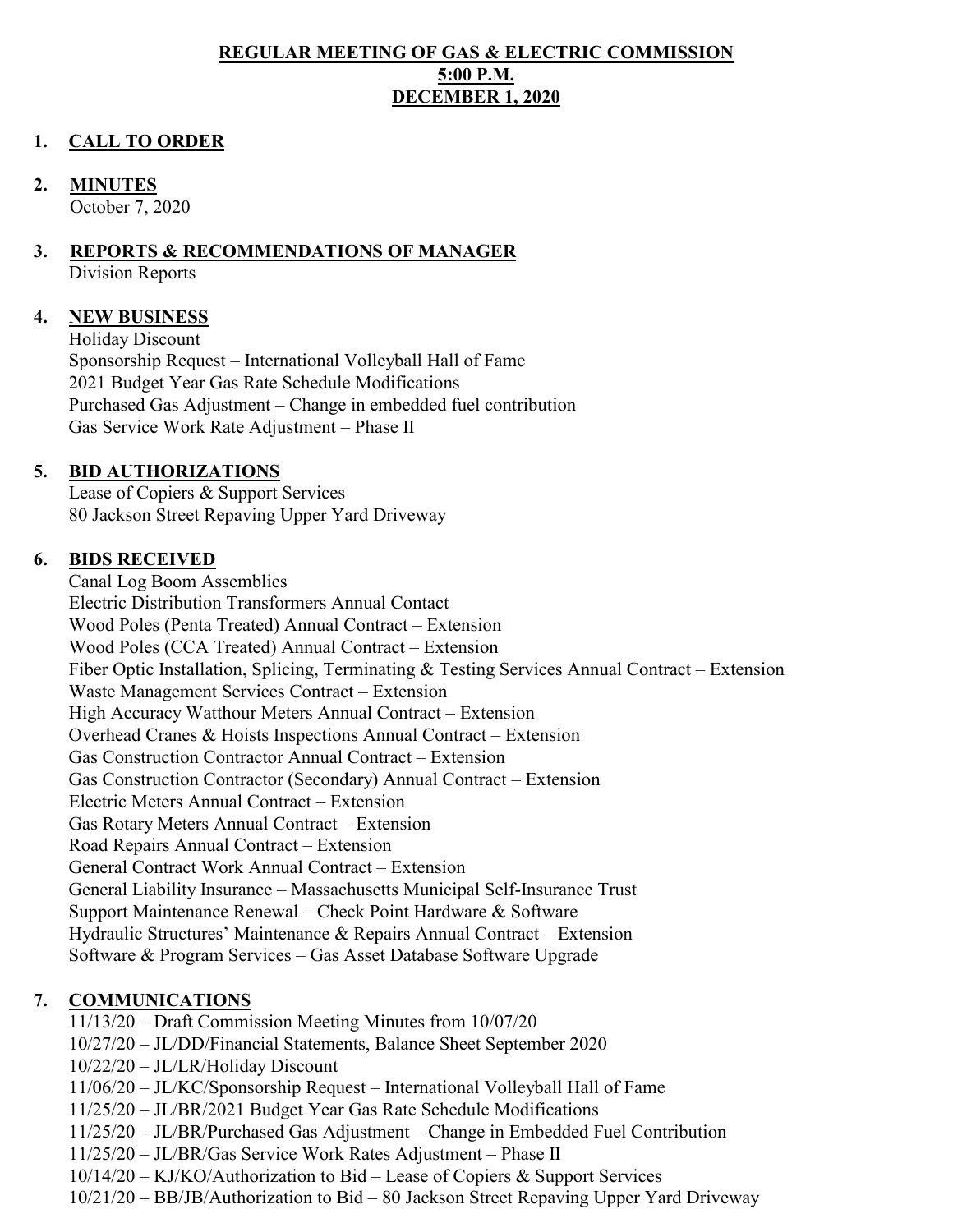**REGULAR MEETING OF GAS & ELECTRIC COMMISSION**
**5:00 P.M.**
**DECEMBER 1, 2020**

1. **CALL TO ORDER**

2. **MINUTES**
   October 7, 2020

3. **REPORTS & RECOMMENDATIONS OF MANAGER**
   Division Reports

4. **NEW BUSINESS**
   Holiday Discount
   Sponsorship Request – International Volleyball Hall of Fame
   2021 Budget Year Gas Rate Schedule Modifications
   Purchased Gas Adjustment – Change in embedded fuel contribution
   Gas Service Work Rate Adjustment – Phase II

5. **BID AUTHORIZATIONS**
   Lease of Copiers & Support Services
   80 Jackson Street Repaving Upper Yard Driveway

6. **BIDS RECEIVED**
   Canal Log Boom Assemblies
   Electric Distribution Transformers Annual Contact
   Wood Poles (Penta Treated) Annual Contract – Extension
   Wood Poles (CCA Treated) Annual Contract – Extension
   Fiber Optic Installation, Splicing, Terminating & Testing Services Annual Contract – Extension
   Waste Management Services Contract – Extension
   High Accuracy Watthour Meters Annual Contract – Extension
   Overhead Cranes & Hoists Inspections Annual Contract – Extension
   Gas Construction Contractor Annual Contract – Extension
   Gas Construction Contractor (Secondary) Annual Contract – Extension
   Electric Meters Annual Contract – Extension
   Gas Rotary Meters Annual Contract – Extension
   Road Repairs Annual Contract – Extension
   General Contract Work Annual Contract – Extension
   General Liability Insurance – Massachusetts Municipal Self-Insurance Trust
   Support Maintenance Renewal – Check Point Hardware & Software
   Hydraulic Structures' Maintenance & Repairs Annual Contract – Extension
   Software & Program Services – Gas Asset Database Software Upgrade

7. **COMMUNICATIONS**
   11/13/20 – Draft Commission Meeting Minutes from 10/07/20
   10/27/20 – JL/DD/Financial Statements, Balance Sheet September 2020
   10/22/20 – JL/LR/Holiday Discount
   11/06/20 – JL/KC/Sponsorship Request – International Volleyball Hall of Fame
   11/25/20 – JL/BR/2021 Budget Year Gas Rate Schedule Modifications
   11/25/20 – JL/BR/Purchased Gas Adjustment – Change in Embedded Fuel Contribution
   11/25/20 – JL/BR/Gas Service Work Rates Adjustment – Phase II
   10/14/20 – KJ/KO/Authorization to Bid – Lease of Copiers & Support Services
   10/21/20 – BB/JB/Authorization to Bid – 80 Jackson Street Repaving Upper Yard Driveway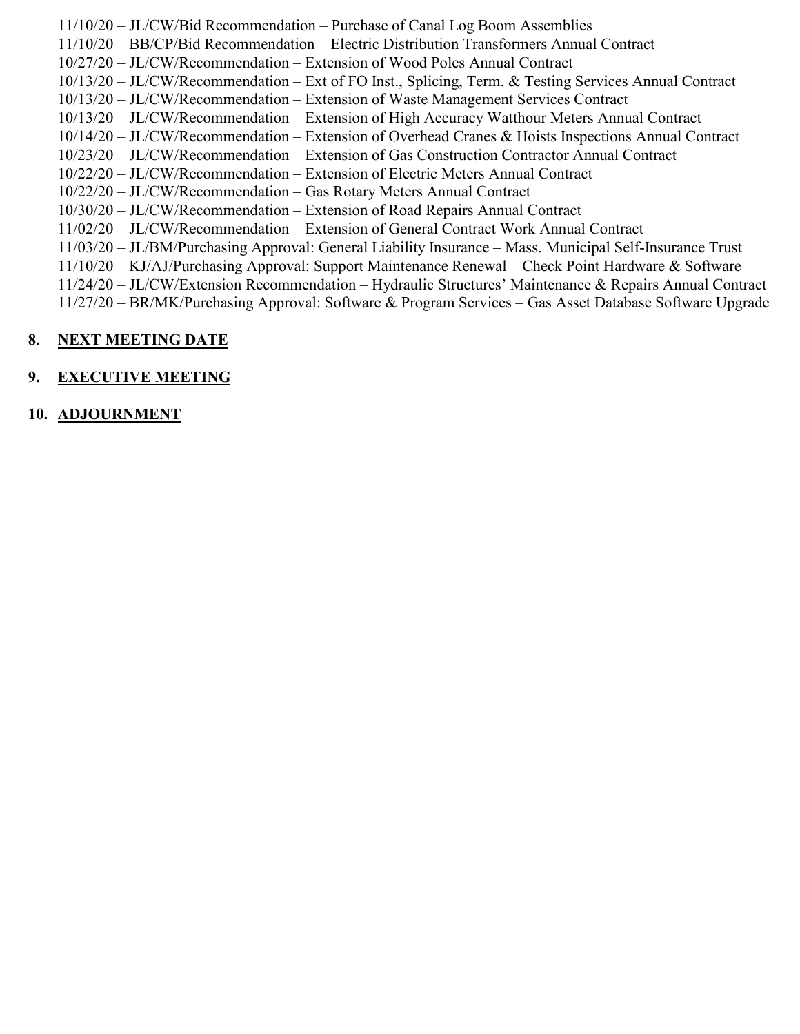11/10/20 – JL/CW/Bid Recommendation – Purchase of Canal Log Boom Assemblies
11/10/20 – BB/CP/Bid Recommendation – Electric Distribution Transformers Annual Contract
10/27/20 – JL/CW/Recommendation – Extension of Wood Poles Annual Contract
10/13/20 – JL/CW/Recommendation – Ext of FO Inst., Splicing, Term. & Testing Services Annual Contract
10/13/20 – JL/CW/Recommendation – Extension of Waste Management Services Contract
10/13/20 – JL/CW/Recommendation – Extension of High Accuracy Watthour Meters Annual Contract
10/14/20 – JL/CW/Recommendation – Extension of Overhead Cranes & Hoists Inspections Annual Contract
10/23/20 – JL/CW/Recommendation – Extension of Gas Construction Contractor Annual Contract
10/22/20 – JL/CW/Recommendation – Extension of Electric Meters Annual Contract
10/22/20 – JL/CW/Recommendation – Gas Rotary Meters Annual Contract
10/30/20 – JL/CW/Recommendation – Extension of Road Repairs Annual Contract
11/02/20 – JL/CW/Recommendation – Extension of General Contract Work Annual Contract
11/03/20 – JL/BM/Purchasing Approval: General Liability Insurance – Mass. Municipal Self-Insurance Trust
11/10/20 – KJ/AJ/Purchasing Approval: Support Maintenance Renewal – Check Point Hardware & Software
11/24/20 – JL/CW/Extension Recommendation – Hydraulic Structures' Maintenance & Repairs Annual Contract
11/27/20 – BR/MK/Purchasing Approval: Software & Program Services – Gas Asset Database Software Upgrade

**8. <u>NEXT MEETING DATE</u>**

**9. <u>EXECUTIVE MEETING</u>**

**10. <u>ADJOURNMENT</u>**